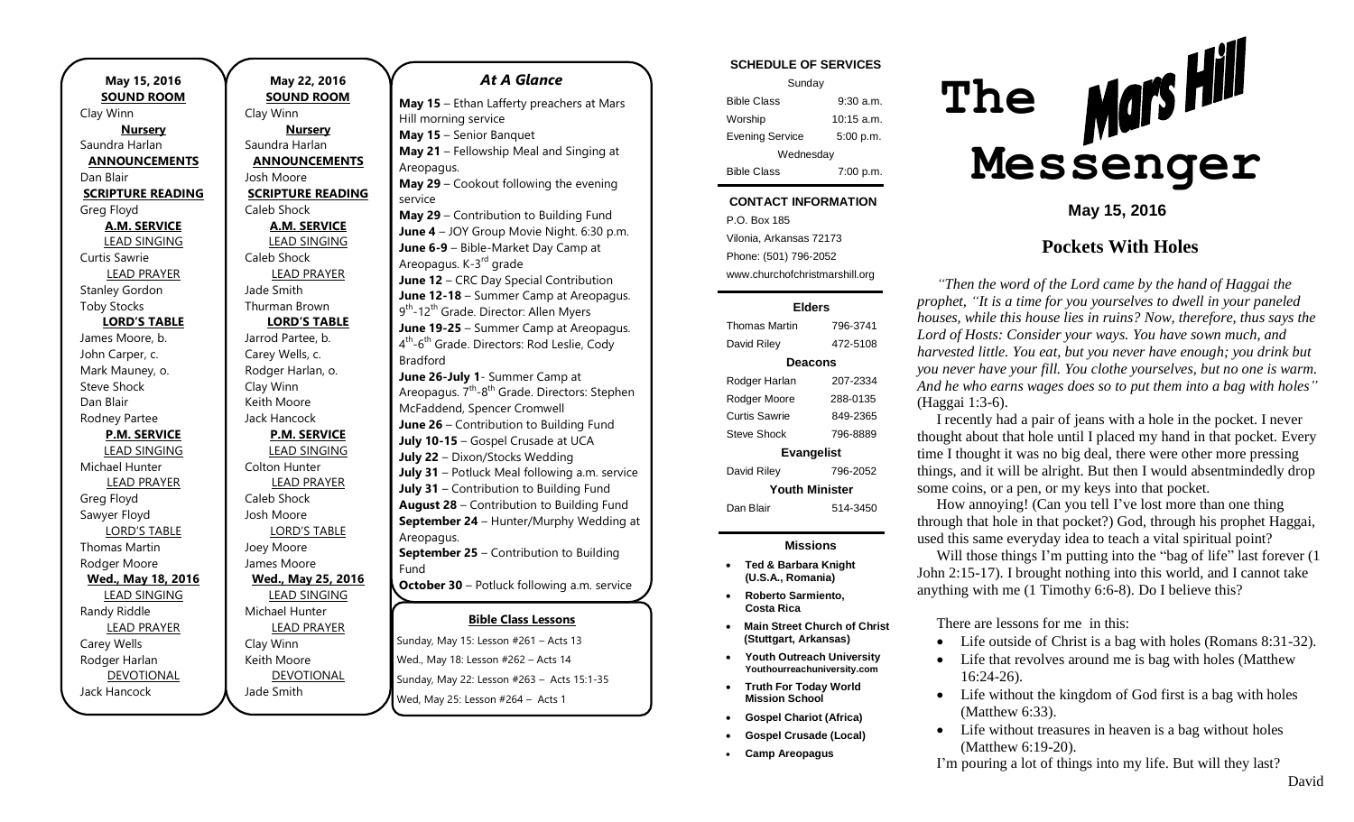**May 15, 2016**
**SOUND ROOM**
Clay Winn
**Nursery**
Saundra Harlan
**ANNOUNCEMENTS**
Dan Blair
**SCRIPTURE READING**
Greg Floyd
**A.M. SERVICE**
LEAD SINGING
Curtis Sawrie
LEAD PRAYER
Stanley Gordon
Toby Stocks
**LORD'S TABLE**
James Moore, b.
John Carper, c.
Mark Mauney, o.
Steve Shock
Dan Blair
Rodney Partee
**P.M. SERVICE**
LEAD SINGING
Michael Hunter
LEAD PRAYER
Greg Floyd
Sawyer Floyd
LORD'S TABLE
Thomas Martin
Rodger Moore
**Wed., May 18, 2016**
LEAD SINGING
Randy Riddle
LEAD PRAYER
Carey Wells
Rodger Harlan
DEVOTIONAL
Jack Hancock

**May 22, 2016**
**SOUND ROOM**
Clay Winn
**Nursery**
Saundra Harlan
**ANNOUNCEMENTS**
Josh Moore
**SCRIPTURE READING**
Caleb Shock
**A.M. SERVICE**
LEAD SINGING
Caleb Shock
LEAD PRAYER
Jade Smith
Thurman Brown
**LORD'S TABLE**
Jarrod Partee, b.
Carey Wells, c.
Rodger Harlan, o.
Clay Winn
Keith Moore
Jack Hancock
**P.M. SERVICE**
LEAD SINGING
Colton Hunter
LEAD PRAYER
Caleb Shock
Josh Moore
LORD'S TABLE
Joey Moore
James Moore
**Wed., May 25, 2016**
LEAD SINGING
Michael Hunter
LEAD PRAYER
Clay Winn
Keith Moore
DEVOTIONAL
Jade Smith

## *At A Glance*

**May 15** – Ethan Lafferty preachers at Mars Hill morning service
**May 15** – Senior Banquet
**May 21** – Fellowship Meal and Singing at Areopagus.
**May 29** – Cookout following the evening service
**May 29** – Contribution to Building Fund
**June 4** – JOY Group Movie Night. 6:30 p.m.
**June 6-9** – Bible-Market Day Camp at Areopagus. K-3rd grade
**June 12** – CRC Day Special Contribution
**June 12-18** – Summer Camp at Areopagus. 9th-12th Grade. Director: Allen Myers
**June 19-25** – Summer Camp at Areopagus. 4th-6th Grade. Directors: Rod Leslie, Cody Bradford
**June 26-July 1**- Summer Camp at Areopagus. 7th-8th Grade. Directors: Stephen McFaddend, Spencer Cromwell
**June 26** – Contribution to Building Fund
**July 10-15** – Gospel Crusade at UCA
**July 22** – Dixon/Stocks Wedding
**July 31** – Potluck Meal following a.m. service
**July 31** – Contribution to Building Fund
**August 28** – Contribution to Building Fund
**September 24** – Hunter/Murphy Wedding at Areopagus.
**September 25** – Contribution to Building Fund
**October 30** – Potluck following a.m. service

**Bible Class Lessons**

Sunday, May 15: Lesson #261 – Acts 13
Wed., May 18: Lesson #262 – Acts 14
Sunday, May 22: Lesson #263 – Acts 15:1-35
Wed, May 25: Lesson #264 – Acts 1

**SCHEDULE OF SERVICES**

| Sunday | |
|---|---|
| Bible Class | 9:30 a.m. |
| Worship | 10:15 a.m. |
| Evening Service | 5:00 p.m. |
| Wednesday | |
| Bible Class | 7:00 p.m. |

**CONTACT INFORMATION**
P.O. Box 185
Vilonia, Arkansas 72173
Phone: (501) 796-2052
www.churchofchristmarshill.org

**Elders**

| | |
|---|---|
| Thomas Martin | 796-3741 |
| David Riley | 472-5108 |
| **Deacons** | |
| Rodger Harlan | 207-2334 |
| Rodger Moore | 288-0135 |
| Curtis Sawrie | 849-2365 |
| Steve Shock | 796-8889 |
| **Evangelist** | |
| David Riley | 796-2052 |
| **Youth Minister** | |
| Dan Blair | 514-3450 |

**Missions**

- **Ted & Barbara Knight (U.S.A., Romania)**
- **Roberto Sarmiento, Costa Rica**
- **Main Street Church of Christ (Stuttgart, Arkansas)**
- **Youth Outreach University** Youthourreachuniversity.com
- **Truth For Today World Mission School**
- **Gospel Chariot (Africa)**
- **Gospel Crusade (Local)**
- **Camp Areopagus**

# The Mars Hill Messenger

**May 15, 2016**

## Pockets With Holes

*"Then the word of the Lord came by the hand of Haggai the prophet, "It is a time for you yourselves to dwell in your paneled houses, while this house lies in ruins? Now, therefore, thus says the Lord of Hosts: Consider your ways. You have sown much, and harvested little. You eat, but you never have enough; you drink but you never have your fill. You clothe yourselves, but no one is warm. And he who earns wages does so to put them into a bag with holes"* (Haggai 1:3-6).

I recently had a pair of jeans with a hole in the pocket. I never thought about that hole until I placed my hand in that pocket. Every time I thought it was no big deal, there were other more pressing things, and it will be alright. But then I would absentmindedly drop some coins, or a pen, or my keys into that pocket.

How annoying! (Can you tell I've lost more than one thing through that hole in that pocket?) God, through his prophet Haggai, used this same everyday idea to teach a vital spiritual point?

Will those things I'm putting into the "bag of life" last forever (1 John 2:15-17). I brought nothing into this world, and I cannot take anything with me (1 Timothy 6:6-8). Do I believe this?

There are lessons for me in this:

- Life outside of Christ is a bag with holes (Romans 8:31-32).
- Life that revolves around me is bag with holes (Matthew 16:24-26).
- Life without the kingdom of God first is a bag with holes (Matthew 6:33).
- Life without treasures in heaven is a bag without holes (Matthew 6:19-20).

I'm pouring a lot of things into my life. But will they last?

David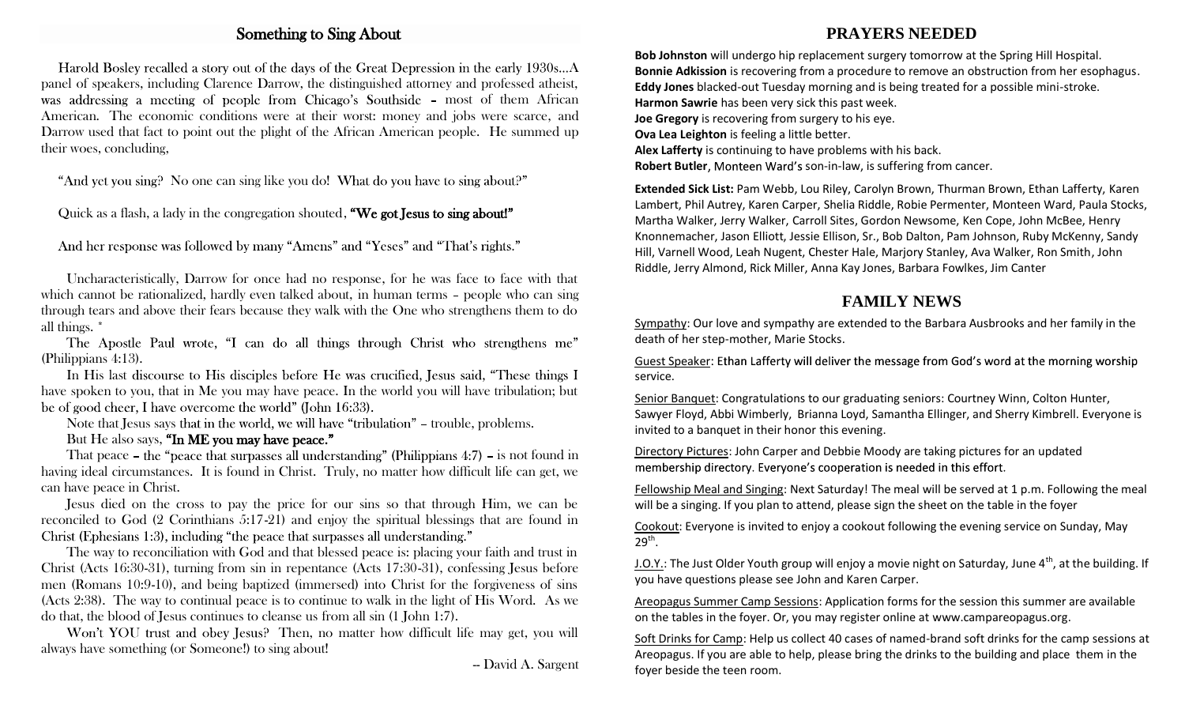## Something to Sing About

Harold Bosley recalled a story out of the days of the Great Depression in the early 1930s…A panel of speakers, including Clarence Darrow, the distinguished attorney and professed atheist, was addressing a meeting of people from Chicago's Southside – most of them African American. The economic conditions were at their worst: money and jobs were scarce, and Darrow used that fact to point out the plight of the African American people. He summed up their woes, concluding,

"And yet you sing? No one can sing like you do! What do you have to sing about?"

Quick as a flash, a lady in the congregation shouted, **"We got Jesus to sing about!"**

And her response was followed by many "Amens" and "Yeses" and "That's rights."

Uncharacteristically, Darrow for once had no response, for he was face to face with that which cannot be rationalized, hardly even talked about, in human terms – people who can sing through tears and above their fears because they walk with the One who strengthens them to do all things. *

The Apostle Paul wrote, "I can do all things through Christ who strengthens me" (Philippians 4:13).

In His last discourse to His disciples before He was crucified, Jesus said, "These things I have spoken to you, that in Me you may have peace. In the world you will have tribulation; but be of good cheer, I have overcome the world" (John 16:33).

Note that Jesus says that in the world, we will have "tribulation" – trouble, problems.

But He also says, **"In ME you may have peace."**

That peace – the "peace that surpasses all understanding" (Philippians 4:7) – is not found in having ideal circumstances. It is found in Christ. Truly, no matter how difficult life can get, we can have peace in Christ.

Jesus died on the cross to pay the price for our sins so that through Him, we can be reconciled to God (2 Corinthians 5:17-21) and enjoy the spiritual blessings that are found in Christ (Ephesians 1:3), including "the peace that surpasses all understanding."

The way to reconciliation with God and that blessed peace is: placing your faith and trust in Christ (Acts 16:30-31), turning from sin in repentance (Acts 17:30-31), confessing Jesus before men (Romans 10:9-10), and being baptized (immersed) into Christ for the forgiveness of sins (Acts 2:38). The way to continual peace is to continue to walk in the light of His Word. As we do that, the blood of Jesus continues to cleanse us from all sin (1 John 1:7).

Won't YOU trust and obey Jesus? Then, no matter how difficult life may get, you will always have something (or Someone!) to sing about!

-- David A. Sargent

## PRAYERS NEEDED

**Bob Johnston** will undergo hip replacement surgery tomorrow at the Spring Hill Hospital.
**Bonnie Adkission** is recovering from a procedure to remove an obstruction from her esophagus.
**Eddy Jones** blacked-out Tuesday morning and is being treated for a possible mini-stroke.
**Harmon Sawrie** has been very sick this past week.
**Joe Gregory** is recovering from surgery to his eye.
**Ova Lea Leighton** is feeling a little better.
**Alex Lafferty** is continuing to have problems with his back.
**Robert Butler**, Monteen Ward's son-in-law, is suffering from cancer.

**Extended Sick List:** Pam Webb, Lou Riley, Carolyn Brown, Thurman Brown, Ethan Lafferty, Karen Lambert, Phil Autrey, Karen Carper, Shelia Riddle, Robie Permenter, Monteen Ward, Paula Stocks, Martha Walker, Jerry Walker, Carroll Sites, Gordon Newsome, Ken Cope, John McBee, Henry Knonnemacher, Jason Elliott, Jessie Ellison, Sr., Bob Dalton, Pam Johnson, Ruby McKenny, Sandy Hill, Varnell Wood, Leah Nugent, Chester Hale, Marjory Stanley, Ava Walker, Ron Smith, John Riddle, Jerry Almond, Rick Miller, Anna Kay Jones, Barbara Fowlkes, Jim Canter

## FAMILY NEWS

Sympathy: Our love and sympathy are extended to the Barbara Ausbrooks and her family in the death of her step-mother, Marie Stocks.

Guest Speaker: Ethan Lafferty will deliver the message from God's word at the morning worship service.

Senior Banquet: Congratulations to our graduating seniors: Courtney Winn, Colton Hunter, Sawyer Floyd, Abbi Wimberly, Brianna Loyd, Samantha Ellinger, and Sherry Kimbrell. Everyone is invited to a banquet in their honor this evening.

Directory Pictures: John Carper and Debbie Moody are taking pictures for an updated membership directory. Everyone's cooperation is needed in this effort.

Fellowship Meal and Singing: Next Saturday! The meal will be served at 1 p.m. Following the meal will be a singing. If you plan to attend, please sign the sheet on the table in the foyer

Cookout: Everyone is invited to enjoy a cookout following the evening service on Sunday, May 29th.

J.O.Y.: The Just Older Youth group will enjoy a movie night on Saturday, June 4th, at the building. If you have questions please see John and Karen Carper.

Areopagus Summer Camp Sessions: Application forms for the session this summer are available on the tables in the foyer. Or, you may register online at www.campareopagus.org.

Soft Drinks for Camp: Help us collect 40 cases of named-brand soft drinks for the camp sessions at Areopagus. If you are able to help, please bring the drinks to the building and place them in the foyer beside the teen room.